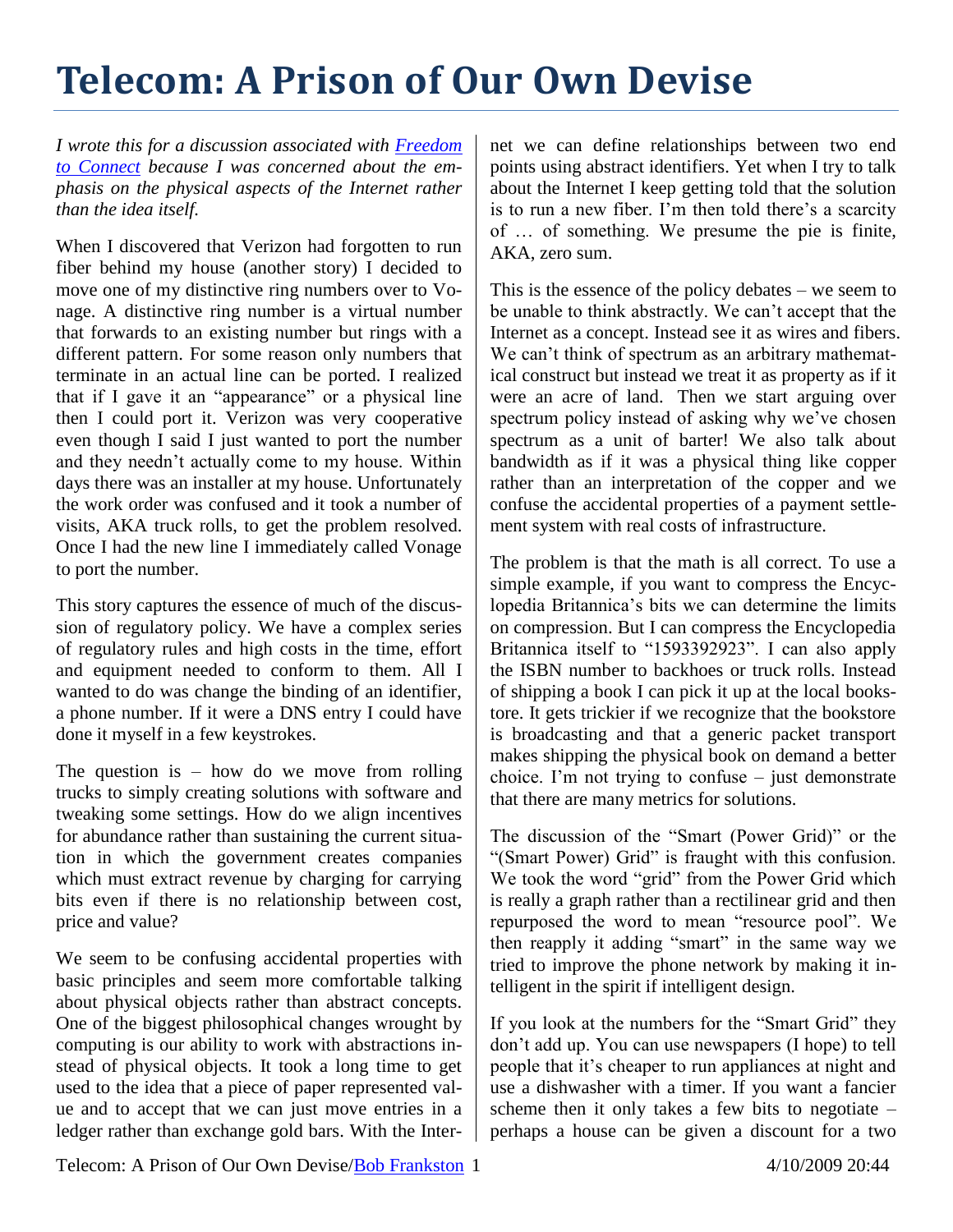# Telecom: A Prison of Our Own Devise

*I wrote this for a discussion associated with [Freedom to Connect](#) because I was concerned about the emphasis on the physical aspects of the Internet rather than the idea itself.*

When I discovered that Verizon had forgotten to run fiber behind my house (another story) I decided to move one of my distinctive ring numbers over to Vonage. A distinctive ring number is a virtual number that forwards to an existing number but rings with a different pattern. For some reason only numbers that terminate in an actual line can be ported. I realized that if I gave it an "appearance" or a physical line then I could port it. Verizon was very cooperative even though I said I just wanted to port the number and they needn't actually come to my house. Within days there was an installer at my house. Unfortunately the work order was confused and it took a number of visits, AKA truck rolls, to get the problem resolved. Once I had the new line I immediately called Vonage to port the number.

This story captures the essence of much of the discussion of regulatory policy. We have a complex series of regulatory rules and high costs in the time, effort and equipment needed to conform to them. All I wanted to do was change the binding of an identifier, a phone number. If it were a DNS entry I could have done it myself in a few keystrokes.

The question is – how do we move from rolling trucks to simply creating solutions with software and tweaking some settings. How do we align incentives for abundance rather than sustaining the current situation in which the government creates companies which must extract revenue by charging for carrying bits even if there is no relationship between cost, price and value?

We seem to be confusing accidental properties with basic principles and seem more comfortable talking about physical objects rather than abstract concepts. One of the biggest philosophical changes wrought by computing is our ability to work with abstractions instead of physical objects. It took a long time to get used to the idea that a piece of paper represented value and to accept that we can just move entries in a ledger rather than exchange gold bars. With the Internet we can define relationships between two end points using abstract identifiers. Yet when I try to talk about the Internet I keep getting told that the solution is to run a new fiber. I'm then told there's a scarcity of … of something. We presume the pie is finite, AKA, zero sum.

This is the essence of the policy debates – we seem to be unable to think abstractly. We can't accept that the Internet as a concept. Instead see it as wires and fibers. We can't think of spectrum as an arbitrary mathematical construct but instead we treat it as property as if it were an acre of land. Then we start arguing over spectrum policy instead of asking why we've chosen spectrum as a unit of barter! We also talk about bandwidth as if it was a physical thing like copper rather than an interpretation of the copper and we confuse the accidental properties of a payment settlement system with real costs of infrastructure.

The problem is that the math is all correct. To use a simple example, if you want to compress the Encyclopedia Britannica's bits we can determine the limits on compression. But I can compress the Encyclopedia Britannica itself to "1593392923". I can also apply the ISBN number to backhoes or truck rolls. Instead of shipping a book I can pick it up at the local bookstore. It gets trickier if we recognize that the bookstore is broadcasting and that a generic packet transport makes shipping the physical book on demand a better choice. I'm not trying to confuse – just demonstrate that there are many metrics for solutions.

The discussion of the "Smart (Power Grid)" or the "(Smart Power) Grid" is fraught with this confusion. We took the word "grid" from the Power Grid which is really a graph rather than a rectilinear grid and then repurposed the word to mean "resource pool". We then reapply it adding "smart" in the same way we tried to improve the phone network by making it intelligent in the spirit if intelligent design.

If you look at the numbers for the "Smart Grid" they don't add up. You can use newspapers (I hope) to tell people that it's cheaper to run appliances at night and use a dishwasher with a timer. If you want a fancier scheme then it only takes a few bits to negotiate – perhaps a house can be given a discount for a two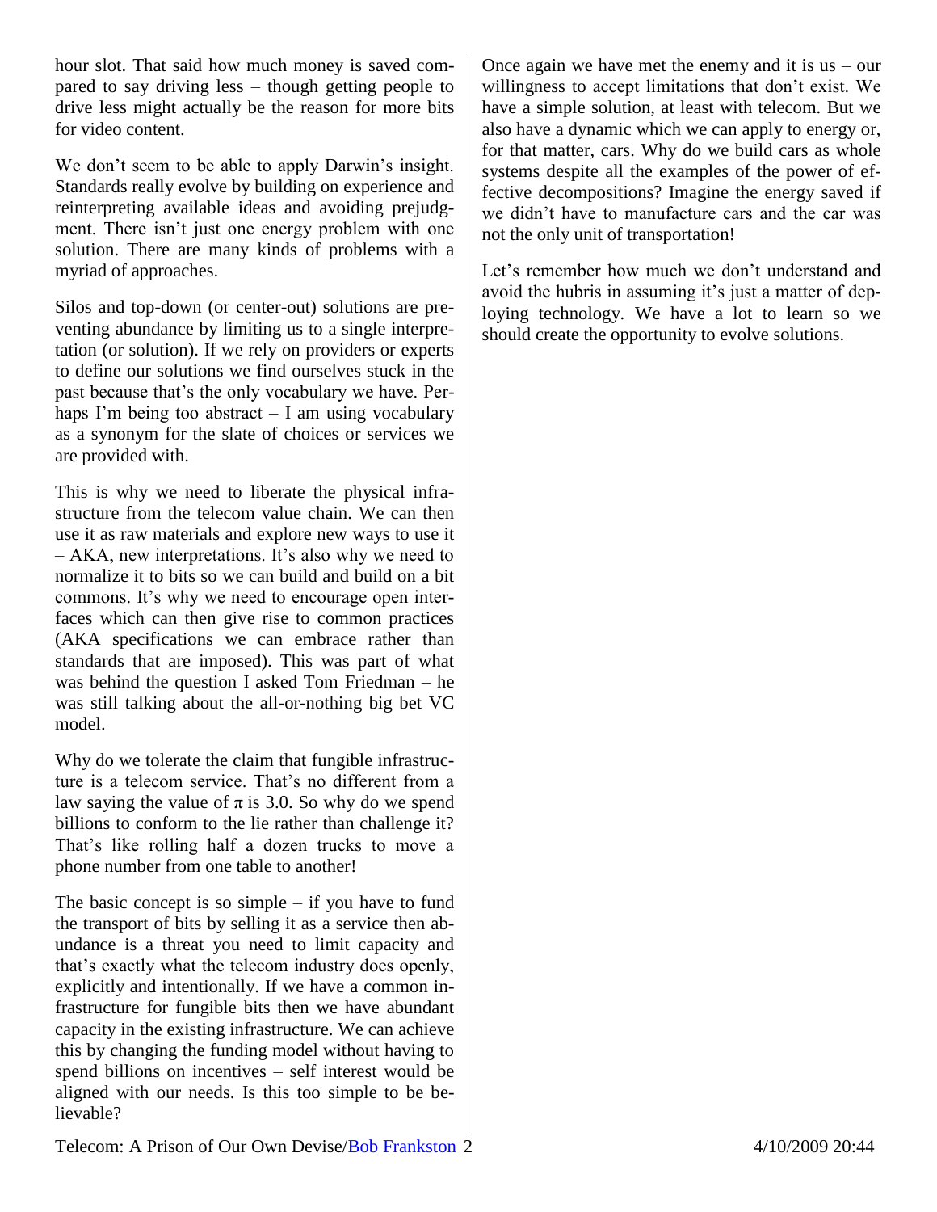hour slot. That said how much money is saved compared to say driving less – though getting people to drive less might actually be the reason for more bits for video content.

We don't seem to be able to apply Darwin's insight. Standards really evolve by building on experience and reinterpreting available ideas and avoiding prejudgment. There isn't just one energy problem with one solution. There are many kinds of problems with a myriad of approaches.

Silos and top-down (or center-out) solutions are preventing abundance by limiting us to a single interpretation (or solution). If we rely on providers or experts to define our solutions we find ourselves stuck in the past because that's the only vocabulary we have. Perhaps I'm being too abstract – I am using vocabulary as a synonym for the slate of choices or services we are provided with.

This is why we need to liberate the physical infrastructure from the telecom value chain. We can then use it as raw materials and explore new ways to use it – AKA, new interpretations. It's also why we need to normalize it to bits so we can build and build on a bit commons. It's why we need to encourage open interfaces which can then give rise to common practices (AKA specifications we can embrace rather than standards that are imposed). This was part of what was behind the question I asked Tom Friedman – he was still talking about the all-or-nothing big bet VC model.

Why do we tolerate the claim that fungible infrastructure is a telecom service. That's no different from a law saying the value of π is 3.0. So why do we spend billions to conform to the lie rather than challenge it? That's like rolling half a dozen trucks to move a phone number from one table to another!

The basic concept is so simple – if you have to fund the transport of bits by selling it as a service then abundance is a threat you need to limit capacity and that's exactly what the telecom industry does openly, explicitly and intentionally. If we have a common infrastructure for fungible bits then we have abundant capacity in the existing infrastructure. We can achieve this by changing the funding model without having to spend billions on incentives – self interest would be aligned with our needs. Is this too simple to be believable?

Once again we have met the enemy and it is us – our willingness to accept limitations that don't exist. We have a simple solution, at least with telecom. But we also have a dynamic which we can apply to energy or, for that matter, cars. Why do we build cars as whole systems despite all the examples of the power of effective decompositions? Imagine the energy saved if we didn't have to manufacture cars and the car was not the only unit of transportation!

Let's remember how much we don't understand and avoid the hubris in assuming it's just a matter of deploying technology. We have a lot to learn so we should create the opportunity to evolve solutions.